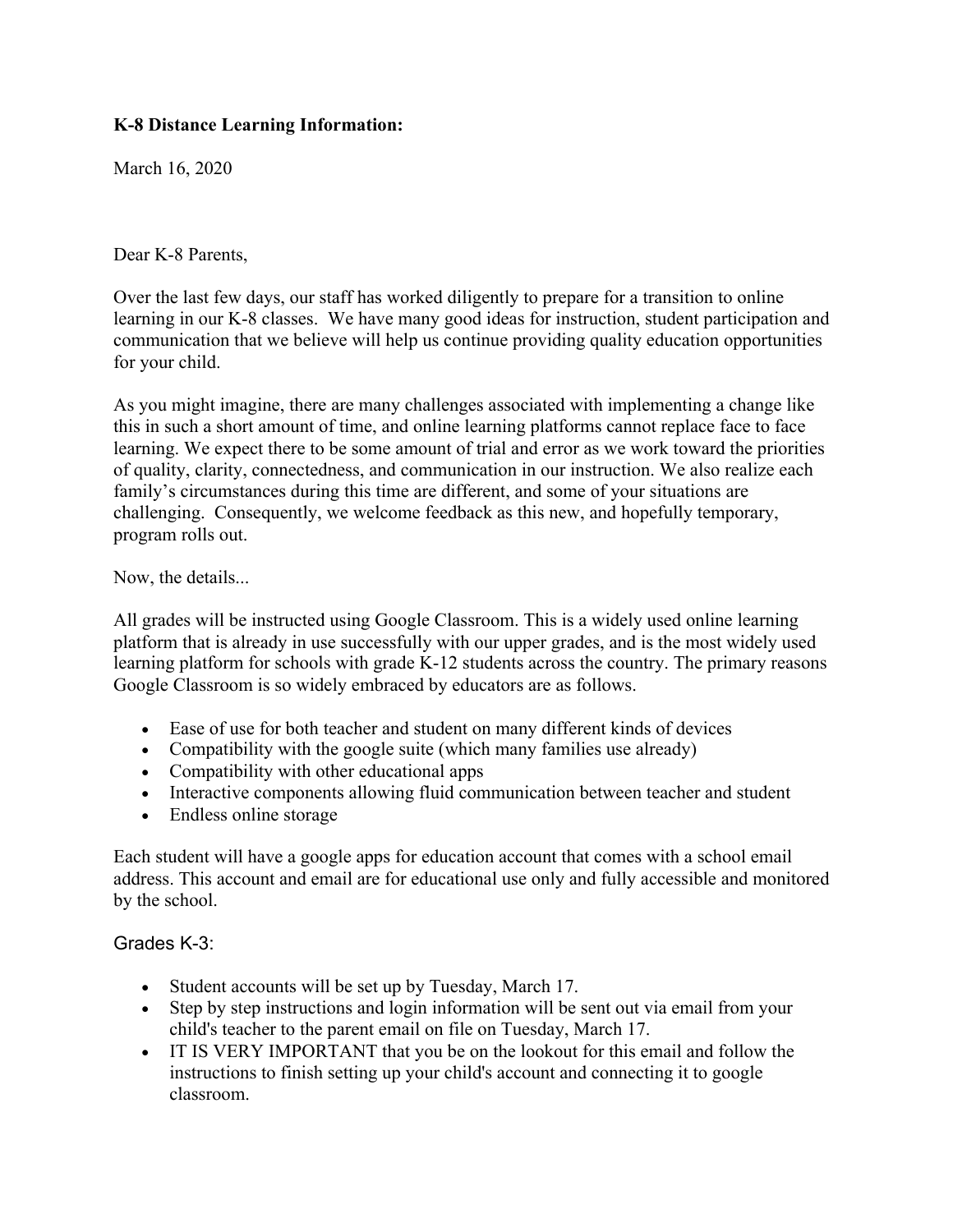**K-8 Distance Learning Information:**

March 16, 2020

Dear K-8 Parents,

Over the last few days, our staff has worked diligently to prepare for a transition to online learning in our K-8 classes. We have many good ideas for instruction, student participation and communication that we believe will help us continue providing quality education opportunities for your child.

As you might imagine, there are many challenges associated with implementing a change like this in such a short amount of time, and online learning platforms cannot replace face to face learning. We expect there to be some amount of trial and error as we work toward the priorities of quality, clarity, connectedness, and communication in our instruction. We also realize each family's circumstances during this time are different, and some of your situations are challenging. Consequently, we welcome feedback as this new, and hopefully temporary, program rolls out.

Now, the details...

All grades will be instructed using Google Classroom. This is a widely used online learning platform that is already in use successfully with our upper grades, and is the most widely used learning platform for schools with grade K-12 students across the country. The primary reasons Google Classroom is so widely embraced by educators are as follows.

- Ease of use for both teacher and student on many different kinds of devices
- Compatibility with the google suite (which many families use already)
- Compatibility with other educational apps
- Interactive components allowing fluid communication between teacher and student
- Endless online storage

Each student will have a google apps for education account that comes with a school email address. This account and email are for educational use only and fully accessible and monitored by the school.

Grades K-3:

- Student accounts will be set up by Tuesday, March 17.
- Step by step instructions and login information will be sent out via email from your child's teacher to the parent email on file on Tuesday, March 17.
- IT IS VERY IMPORTANT that you be on the lookout for this email and follow the instructions to finish setting up your child's account and connecting it to google classroom.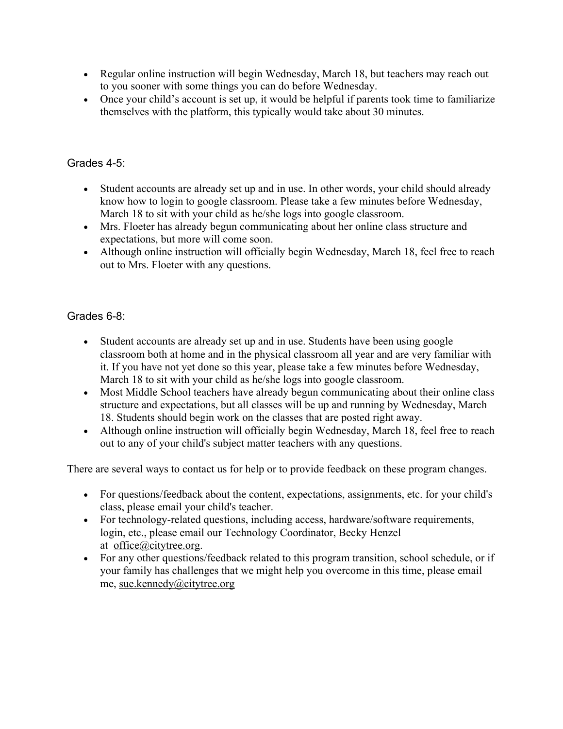- Regular online instruction will begin Wednesday, March 18, but teachers may reach out to you sooner with some things you can do before Wednesday.
- Once your child's account is set up, it would be helpful if parents took time to familiarize themselves with the platform, this typically would take about 30 minutes.

Grades 4-5:

- Student accounts are already set up and in use. In other words, your child should already know how to login to google classroom. Please take a few minutes before Wednesday, March 18 to sit with your child as he/she logs into google classroom.
- Mrs. Floeter has already begun communicating about her online class structure and expectations, but more will come soon.
- Although online instruction will officially begin Wednesday, March 18, feel free to reach out to Mrs. Floeter with any questions.

Grades 6-8:

- Student accounts are already set up and in use. Students have been using google classroom both at home and in the physical classroom all year and are very familiar with it. If you have not yet done so this year, please take a few minutes before Wednesday, March 18 to sit with your child as he/she logs into google classroom.
- Most Middle School teachers have already begun communicating about their online class structure and expectations, but all classes will be up and running by Wednesday, March 18. Students should begin work on the classes that are posted right away.
- Although online instruction will officially begin Wednesday, March 18, feel free to reach out to any of your child's subject matter teachers with any questions.

There are several ways to contact us for help or to provide feedback on these program changes.

- For questions/feedback about the content, expectations, assignments, etc. for your child's class, please email your child's teacher.
- For technology-related questions, including access, hardware/software requirements, login, etc., please email our Technology Coordinator, Becky Henzel at office@citytree.org.
- For any other questions/feedback related to this program transition, school schedule, or if your family has challenges that we might help you overcome in this time, please email me, sue.kennedy@citytree.org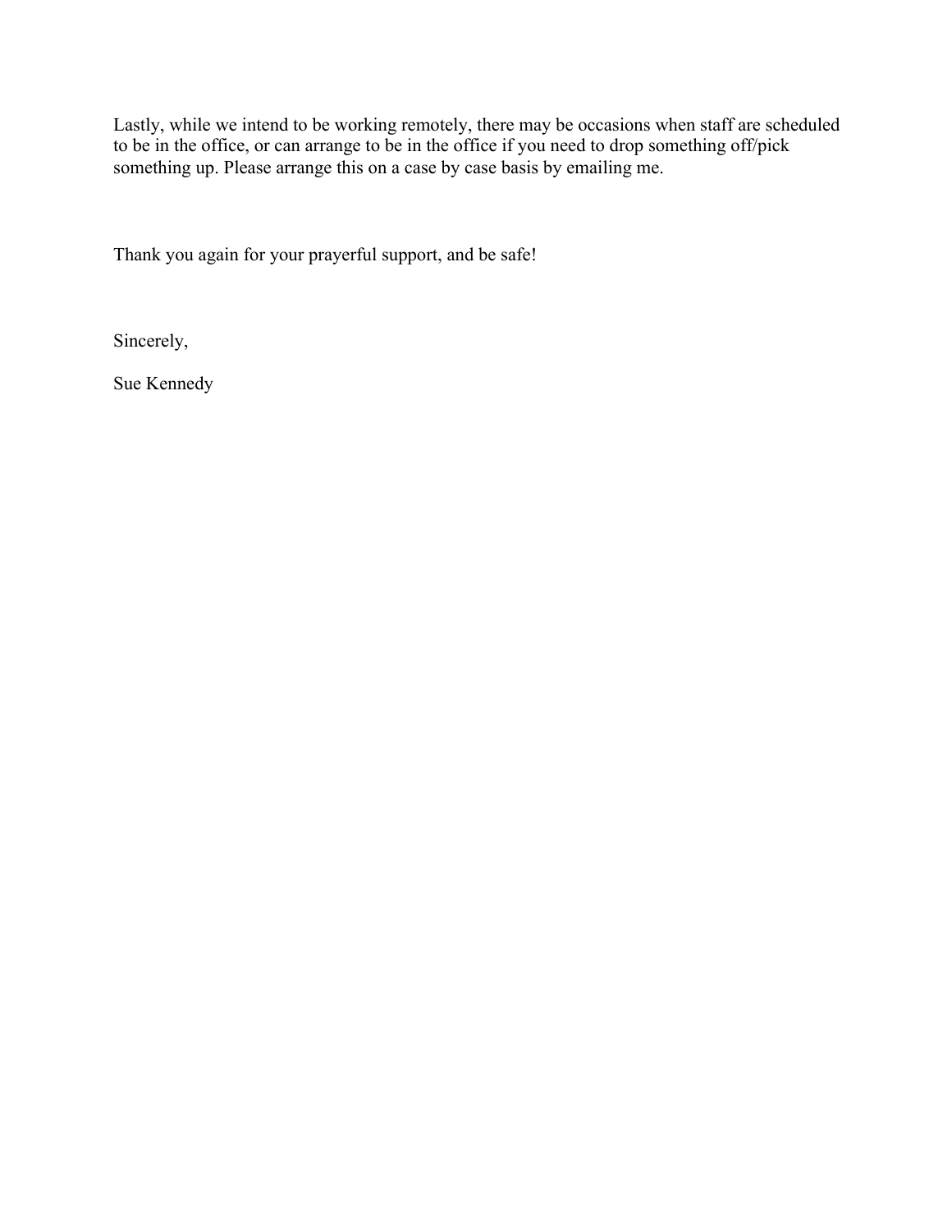Lastly, while we intend to be working remotely, there may be occasions when staff are scheduled to be in the office, or can arrange to be in the office if you need to drop something off/pick something up. Please arrange this on a case by case basis by emailing me.

Thank you again for your prayerful support, and be safe!

Sincerely,

Sue Kennedy